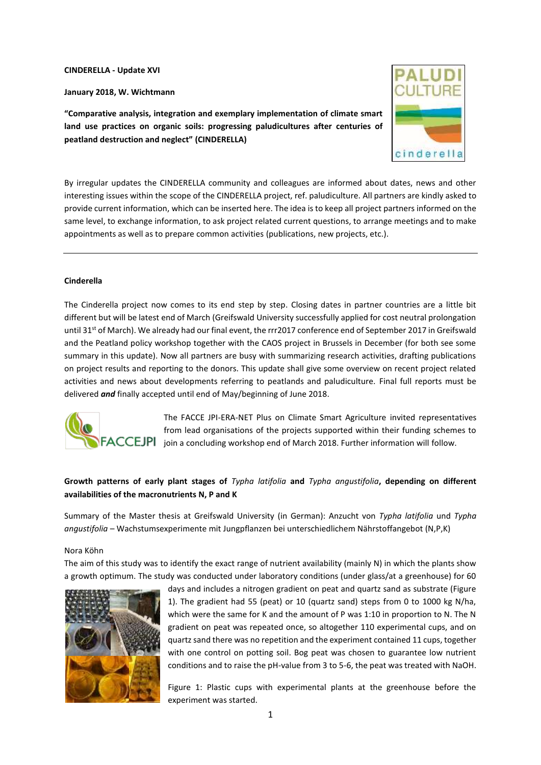**CINDERELLA - Update XVI**

**January 2018, W. Wichtmann**

**"Comparative analysis, integration and exemplary implementation of climate smart land use practices on organic soils: progressing paludicultures after centuries of peatland destruction and neglect" (CINDERELLA)**

By irregular updates the CINDERELLA community and colleagues are informed about dates, news and other interesting issues within the scope of the CINDERELLA project, ref. paludiculture. All partners are kindly asked to provide current information, which can be inserted here. The idea is to keep all project partners informed on the same level, to exchange information, to ask project related current questions, to arrange meetings and to make appointments as well as to prepare common activities (publications, new projects, etc.).

---

#### Cinderella

The Cinderella project now comes to its end step by step. Closing dates in partner countries are a little bit different but will be latest end of March (Greifswald University successfully applied for cost neutral prolongation until 31st of March). We already had our final event, the rrr2017 conference end of September 2017 in Greifswald and the Peatland policy workshop together with the CAOS project in Brussels in December (for both see some summary in this update). Now all partners are busy with summarizing research activities, drafting publications on project results and reporting to the donors. This update shall give some overview on recent project related activities and news about developments referring to peatlands and paludiculture. Final full reports must be delivered ***and*** finally accepted until end of May/beginning of June 2018.

The FACCE JPI-ERA-NET Plus on Climate Smart Agriculture invited representatives from lead organisations of the projects supported within their funding schemes to join a concluding workshop end of March 2018. Further information will follow.

#### Growth patterns of early plant stages of *Typha latifolia* and *Typha angustifolia*, depending on different availabilities of the macronutrients N, P and K

Summary of the Master thesis at Greifswald University (in German): Anzucht von *Typha latifolia* und *Typha angustifolia* – Wachstumsexperimente mit Jungpflanzen bei unterschiedlichem Nährstoffangebot (N,P,K)

Nora Köhn

The aim of this study was to identify the exact range of nutrient availability (mainly N) in which the plants show a growth optimum. The study was conducted under laboratory conditions (under glass/at a greenhouse) for 60 days and includes a nitrogen gradient on peat and quartz sand as substrate (Figure 1). The gradient had 55 (peat) or 10 (quartz sand) steps from 0 to 1000 kg N/ha, which were the same for K and the amount of P was 1:10 in proportion to N. The N gradient on peat was repeated once, so altogether 110 experimental cups, and on quartz sand there was no repetition and the experiment contained 11 cups, together with one control on potting soil. Bog peat was chosen to guarantee low nutrient conditions and to raise the pH-value from 3 to 5-6, the peat was treated with NaOH.

Figure 1: Plastic cups with experimental plants at the greenhouse before the experiment was started.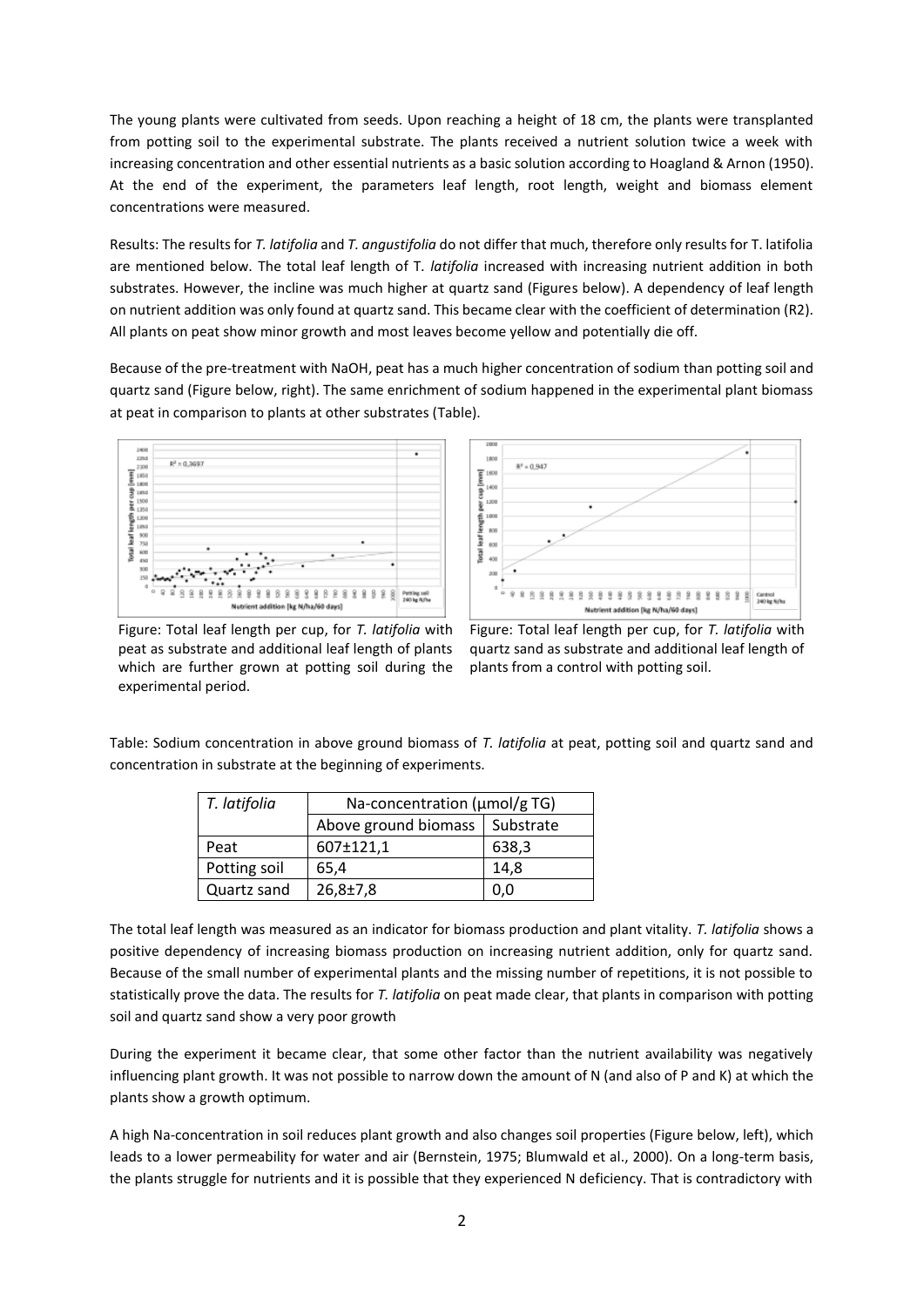The young plants were cultivated from seeds. Upon reaching a height of 18 cm, the plants were transplanted from potting soil to the experimental substrate. The plants received a nutrient solution twice a week with increasing concentration and other essential nutrients as a basic solution according to Hoagland & Arnon (1950). At the end of the experiment, the parameters leaf length, root length, weight and biomass element concentrations were measured.

Results: The results for *T. latifolia* and *T. angustifolia* do not differ that much, therefore only results for T. latifolia are mentioned below. The total leaf length of T. *latifolia* increased with increasing nutrient addition in both substrates. However, the incline was much higher at quartz sand (Figures below). A dependency of leaf length on nutrient addition was only found at quartz sand. This became clear with the coefficient of determination (R2). All plants on peat show minor growth and most leaves become yellow and potentially die off.

Because of the pre-treatment with NaOH, peat has a much higher concentration of sodium than potting soil and quartz sand (Figure below, right). The same enrichment of sodium happened in the experimental plant biomass at peat in comparison to plants at other substrates (Table).

Figure: Total leaf length per cup, for *T. latifolia* with peat as substrate and additional leaf length of plants which are further grown at potting soil during the experimental period.

Figure: Total leaf length per cup, for *T. latifolia* with quartz sand as substrate and additional leaf length of plants from a control with potting soil.

Table: Sodium concentration in above ground biomass of *T. latifolia* at peat, potting soil and quartz sand and concentration in substrate at the beginning of experiments.

| *T. latifolia* | Na-concentration (µmol/g TG) | |
|---|---|---|
| | Above ground biomass | Substrate |
| Peat | 607±121,1 | 638,3 |
| Potting soil | 65,4 | 14,8 |
| Quartz sand | 26,8±7,8 | 0,0 |

The total leaf length was measured as an indicator for biomass production and plant vitality. *T. latifolia* shows a positive dependency of increasing biomass production on increasing nutrient addition, only for quartz sand. Because of the small number of experimental plants and the missing number of repetitions, it is not possible to statistically prove the data. The results for *T. latifolia* on peat made clear, that plants in comparison with potting soil and quartz sand show a very poor growth

During the experiment it became clear, that some other factor than the nutrient availability was negatively influencing plant growth. It was not possible to narrow down the amount of N (and also of P and K) at which the plants show a growth optimum.

A high Na-concentration in soil reduces plant growth and also changes soil properties (Figure below, left), which leads to a lower permeability for water and air (Bernstein, 1975; Blumwald et al., 2000). On a long-term basis, the plants struggle for nutrients and it is possible that they experienced N deficiency. That is contradictory with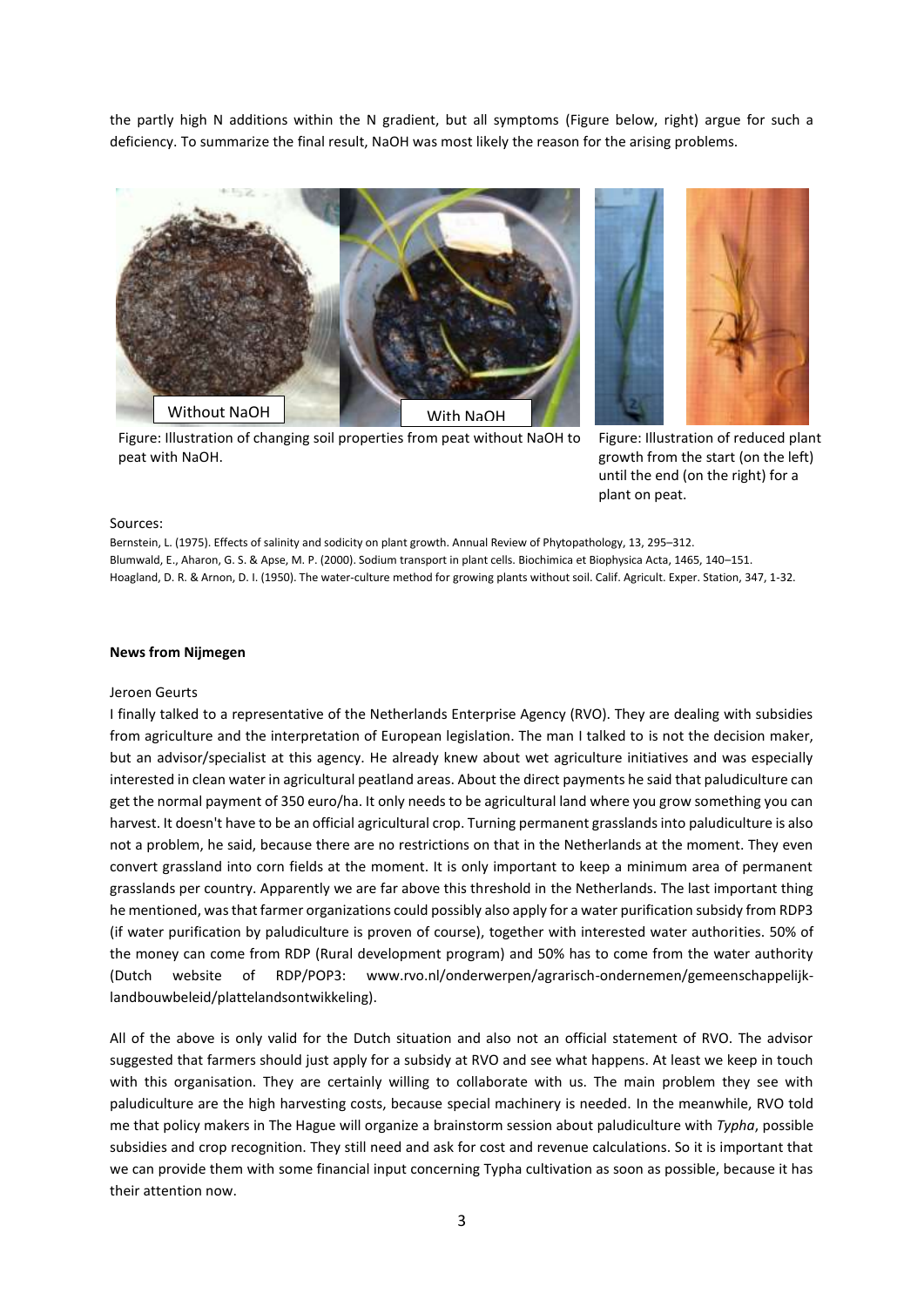the partly high N additions within the N gradient, but all symptoms (Figure below, right) argue for such a deficiency. To summarize the final result, NaOH was most likely the reason for the arising problems.

Without NaOH | With NaOH

Figure: Illustration of changing soil properties from peat without NaOH to peat with NaOH.

Figure: Illustration of reduced plant growth from the start (on the left) until the end (on the right) for a plant on peat.

Sources:

Bernstein, L. (1975). Effects of salinity and sodicity on plant growth. Annual Review of Phytopathology, 13, 295–312.
Blumwald, E., Aharon, G. S. & Apse, M. P. (2000). Sodium transport in plant cells. Biochimica et Biophysica Acta, 1465, 140–151.
Hoagland, D. R. & Arnon, D. I. (1950). The water-culture method for growing plants without soil. Calif. Agricult. Exper. Station, 347, 1-32.

**News from Nijmegen**

Jeroen Geurts

I finally talked to a representative of the Netherlands Enterprise Agency (RVO). They are dealing with subsidies from agriculture and the interpretation of European legislation. The man I talked to is not the decision maker, but an advisor/specialist at this agency. He already knew about wet agriculture initiatives and was especially interested in clean water in agricultural peatland areas. About the direct payments he said that paludiculture can get the normal payment of 350 euro/ha. It only needs to be agricultural land where you grow something you can harvest. It doesn't have to be an official agricultural crop. Turning permanent grasslands into paludiculture is also not a problem, he said, because there are no restrictions on that in the Netherlands at the moment. They even convert grassland into corn fields at the moment. It is only important to keep a minimum area of permanent grasslands per country. Apparently we are far above this threshold in the Netherlands. The last important thing he mentioned, was that farmer organizations could possibly also apply for a water purification subsidy from RDP3 (if water purification by paludiculture is proven of course), together with interested water authorities. 50% of the money can come from RDP (Rural development program) and 50% has to come from the water authority (Dutch website of RDP/POP3: www.rvo.nl/onderwerpen/agrarisch-ondernemen/gemeenschappelijk-landbouwbeleid/plattelandsontwikkeling).

All of the above is only valid for the Dutch situation and also not an official statement of RVO. The advisor suggested that farmers should just apply for a subsidy at RVO and see what happens. At least we keep in touch with this organisation. They are certainly willing to collaborate with us. The main problem they see with paludiculture are the high harvesting costs, because special machinery is needed. In the meanwhile, RVO told me that policy makers in The Hague will organize a brainstorm session about paludiculture with *Typha*, possible subsidies and crop recognition. They still need and ask for cost and revenue calculations. So it is important that we can provide them with some financial input concerning Typha cultivation as soon as possible, because it has their attention now.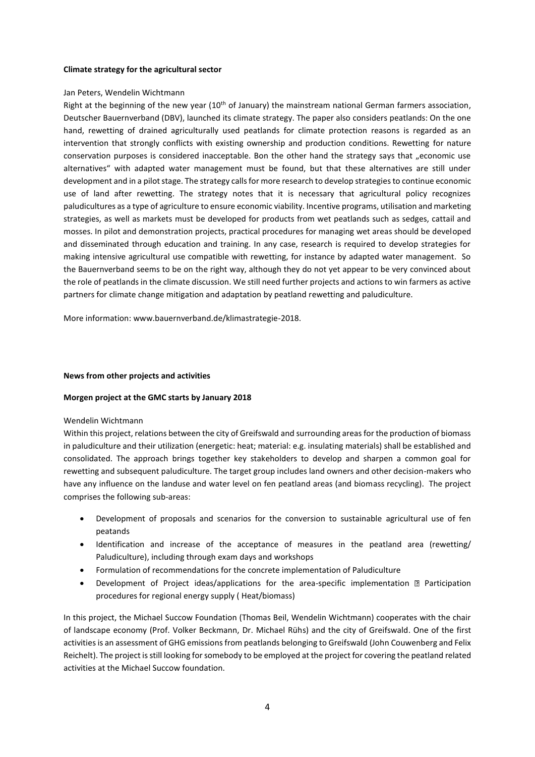**Climate strategy for the agricultural sector**

Jan Peters, Wendelin Wichtmann

Right at the beginning of the new year (10[th] of January) the mainstream national German farmers association, Deutscher Bauernverband (DBV), launched its climate strategy. The paper also considers peatlands: On the one hand, rewetting of drained agriculturally used peatlands for climate protection reasons is regarded as an intervention that strongly conflicts with existing ownership and production conditions. Rewetting for nature conservation purposes is considered inacceptable. Bon the other hand the strategy says that „economic use alternatives" with adapted water management must be found, but that these alternatives are still under development and in a pilot stage. The strategy calls for more research to develop strategies to continue economic use of land after rewetting. The strategy notes that it is necessary that agricultural policy recognizes paludicultures as a type of agriculture to ensure economic viability. Incentive programs, utilisation and marketing strategies, as well as markets must be developed for products from wet peatlands such as sedges, cattail and mosses. In pilot and demonstration projects, practical procedures for managing wet areas should be developed and disseminated through education and training. In any case, research is required to develop strategies for making intensive agricultural use compatible with rewetting, for instance by adapted water management. So the Bauernverband seems to be on the right way, although they do not yet appear to be very convinced about the role of peatlands in the climate discussion. We still need further projects and actions to win farmers as active partners for climate change mitigation and adaptation by peatland rewetting and paludiculture.

More information: www.bauernverband.de/klimastrategie-2018.

**News from other projects and activities**

**Morgen project at the GMC starts by January 2018**

Wendelin Wichtmann

Within this project, relations between the city of Greifswald and surrounding areas for the production of biomass in paludiculture and their utilization (energetic: heat; material: e.g. insulating materials) shall be established and consolidated. The approach brings together key stakeholders to develop and sharpen a common goal for rewetting and subsequent paludiculture. The target group includes land owners and other decision-makers who have any influence on the landuse and water level on fen peatland areas (and biomass recycling). The project comprises the following sub-areas:

- Development of proposals and scenarios for the conversion to sustainable agricultural use of fen peatands
- Identification and increase of the acceptance of measures in the peatland area (rewetting/ Paludiculture), including through exam days and workshops
- Formulation of recommendations for the concrete implementation of Paludiculture
- Development of Project ideas/applications for the area-specific implementation  Participation procedures for regional energy supply ( Heat/biomass)

In this project, the Michael Succow Foundation (Thomas Beil, Wendelin Wichtmann) cooperates with the chair of landscape economy (Prof. Volker Beckmann, Dr. Michael Rühs) and the city of Greifswald. One of the first activities is an assessment of GHG emissions from peatlands belonging to Greifswald (John Couwenberg and Felix Reichelt). The project is still looking for somebody to be employed at the project for covering the peatland related activities at the Michael Succow foundation.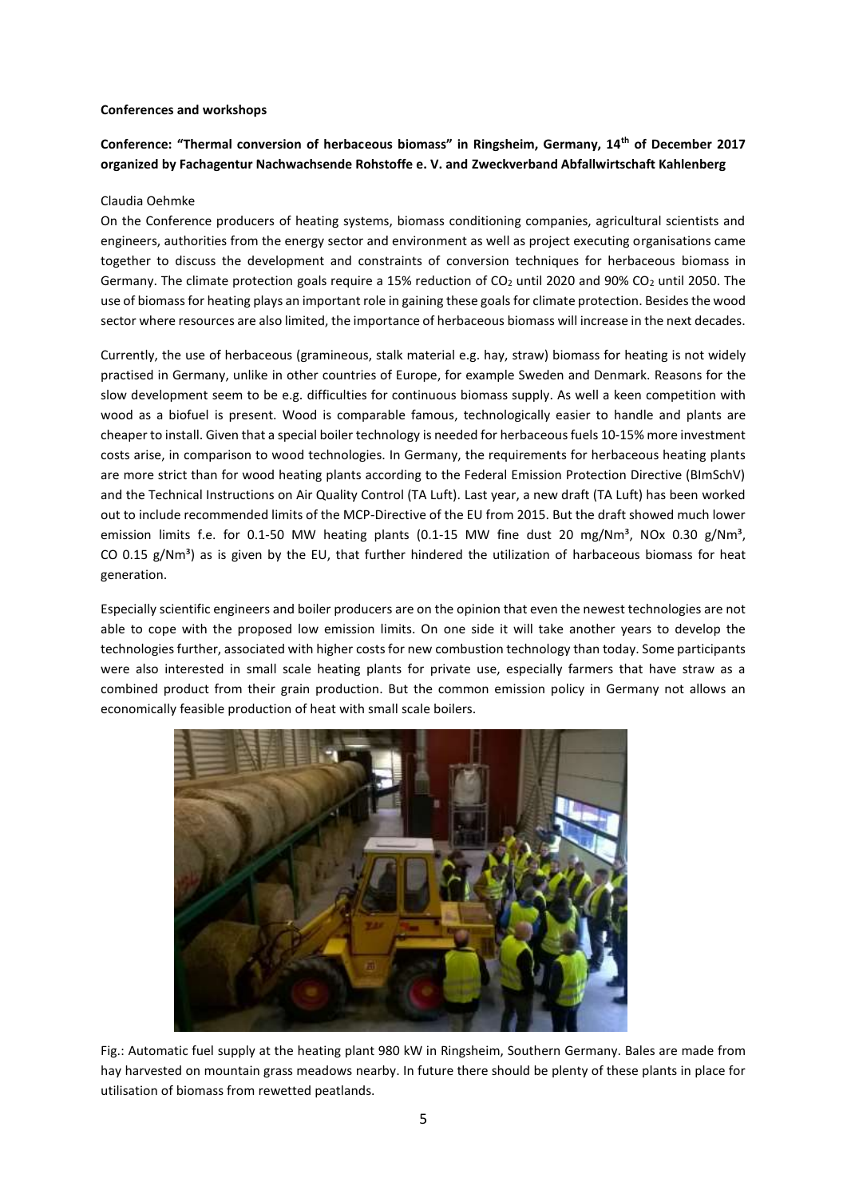**Conferences and workshops**

**Conference: "Thermal conversion of herbaceous biomass" in Ringsheim, Germany, 14th of December 2017 organized by Fachagentur Nachwachsende Rohstoffe e. V. and Zweckverband Abfallwirtschaft Kahlenberg**

Claudia Oehmke

On the Conference producers of heating systems, biomass conditioning companies, agricultural scientists and engineers, authorities from the energy sector and environment as well as project executing organisations came together to discuss the development and constraints of conversion techniques for herbaceous biomass in Germany. The climate protection goals require a 15% reduction of $CO_2$ until 2020 and 90% $CO_2$ until 2050. The use of biomass for heating plays an important role in gaining these goals for climate protection. Besides the wood sector where resources are also limited, the importance of herbaceous biomass will increase in the next decades.

Currently, the use of herbaceous (gramineous, stalk material e.g. hay, straw) biomass for heating is not widely practised in Germany, unlike in other countries of Europe, for example Sweden and Denmark. Reasons for the slow development seem to be e.g. difficulties for continuous biomass supply. As well a keen competition with wood as a biofuel is present. Wood is comparable famous, technologically easier to handle and plants are cheaper to install. Given that a special boiler technology is needed for herbaceous fuels 10-15% more investment costs arise, in comparison to wood technologies. In Germany, the requirements for herbaceous heating plants are more strict than for wood heating plants according to the Federal Emission Protection Directive (BImSchV) and the Technical Instructions on Air Quality Control (TA Luft). Last year, a new draft (TA Luft) has been worked out to include recommended limits of the MCP-Directive of the EU from 2015. But the draft showed much lower emission limits f.e. for 0.1-50 MW heating plants (0.1-15 MW fine dust 20 mg/Nm³, NOx 0.30 g/Nm³, CO 0.15 g/Nm³) as is given by the EU, that further hindered the utilization of harbaceous biomass for heat generation.

Especially scientific engineers and boiler producers are on the opinion that even the newest technologies are not able to cope with the proposed low emission limits. On one side it will take another years to develop the technologies further, associated with higher costs for new combustion technology than today. Some participants were also interested in small scale heating plants for private use, especially farmers that have straw as a combined product from their grain production. But the common emission policy in Germany not allows an economically feasible production of heat with small scale boilers.

Fig.: Automatic fuel supply at the heating plant 980 kW in Ringsheim, Southern Germany. Bales are made from hay harvested on mountain grass meadows nearby. In future there should be plenty of these plants in place for utilisation of biomass from rewetted peatlands.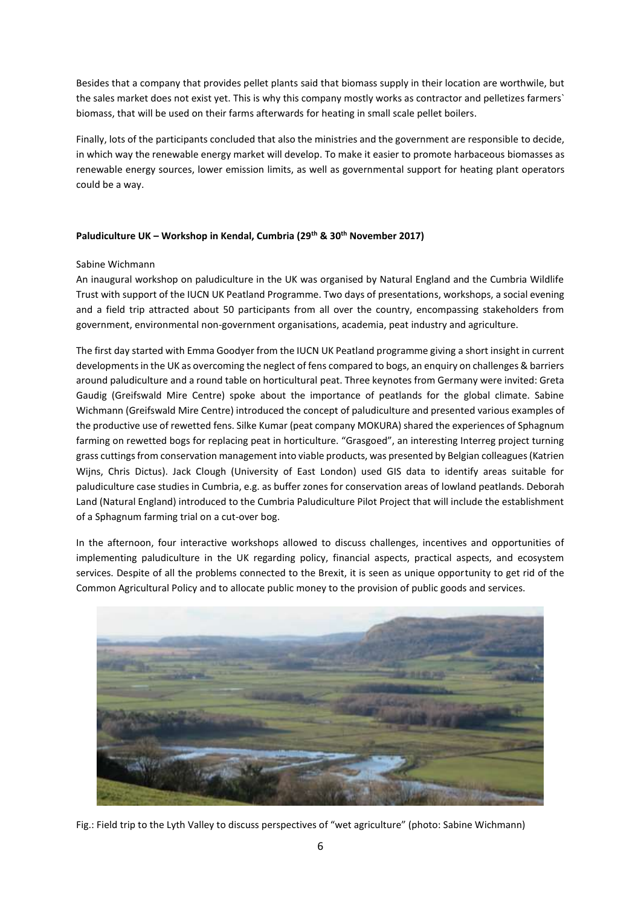Besides that a company that provides pellet plants said that biomass supply in their location are worthwile, but the sales market does not exist yet. This is why this company mostly works as contractor and pelletizes farmers` biomass, that will be used on their farms afterwards for heating in small scale pellet boilers.

Finally, lots of the participants concluded that also the ministries and the government are responsible to decide, in which way the renewable energy market will develop. To make it easier to promote harbaceous biomasses as renewable energy sources, lower emission limits, as well as governmental support for heating plant operators could be a way.

**Paludiculture UK – Workshop in Kendal, Cumbria (29th & 30th November 2017)**

Sabine Wichmann

An inaugural workshop on paludiculture in the UK was organised by Natural England and the Cumbria Wildlife Trust with support of the IUCN UK Peatland Programme. Two days of presentations, workshops, a social evening and a field trip attracted about 50 participants from all over the country, encompassing stakeholders from government, environmental non-government organisations, academia, peat industry and agriculture.

The first day started with Emma Goodyer from the IUCN UK Peatland programme giving a short insight in current developments in the UK as overcoming the neglect of fens compared to bogs, an enquiry on challenges & barriers around paludiculture and a round table on horticultural peat. Three keynotes from Germany were invited: Greta Gaudig (Greifswald Mire Centre) spoke about the importance of peatlands for the global climate. Sabine Wichmann (Greifswald Mire Centre) introduced the concept of paludiculture and presented various examples of the productive use of rewetted fens. Silke Kumar (peat company MOKURA) shared the experiences of Sphagnum farming on rewetted bogs for replacing peat in horticulture. "Grasgoed", an interesting Interreg project turning grass cuttings from conservation management into viable products, was presented by Belgian colleagues (Katrien Wijns, Chris Dictus). Jack Clough (University of East London) used GIS data to identify areas suitable for paludiculture case studies in Cumbria, e.g. as buffer zones for conservation areas of lowland peatlands. Deborah Land (Natural England) introduced to the Cumbria Paludiculture Pilot Project that will include the establishment of a Sphagnum farming trial on a cut-over bog.

In the afternoon, four interactive workshops allowed to discuss challenges, incentives and opportunities of implementing paludiculture in the UK regarding policy, financial aspects, practical aspects, and ecosystem services. Despite of all the problems connected to the Brexit, it is seen as unique opportunity to get rid of the Common Agricultural Policy and to allocate public money to the provision of public goods and services.

Fig.: Field trip to the Lyth Valley to discuss perspectives of "wet agriculture" (photo: Sabine Wichmann)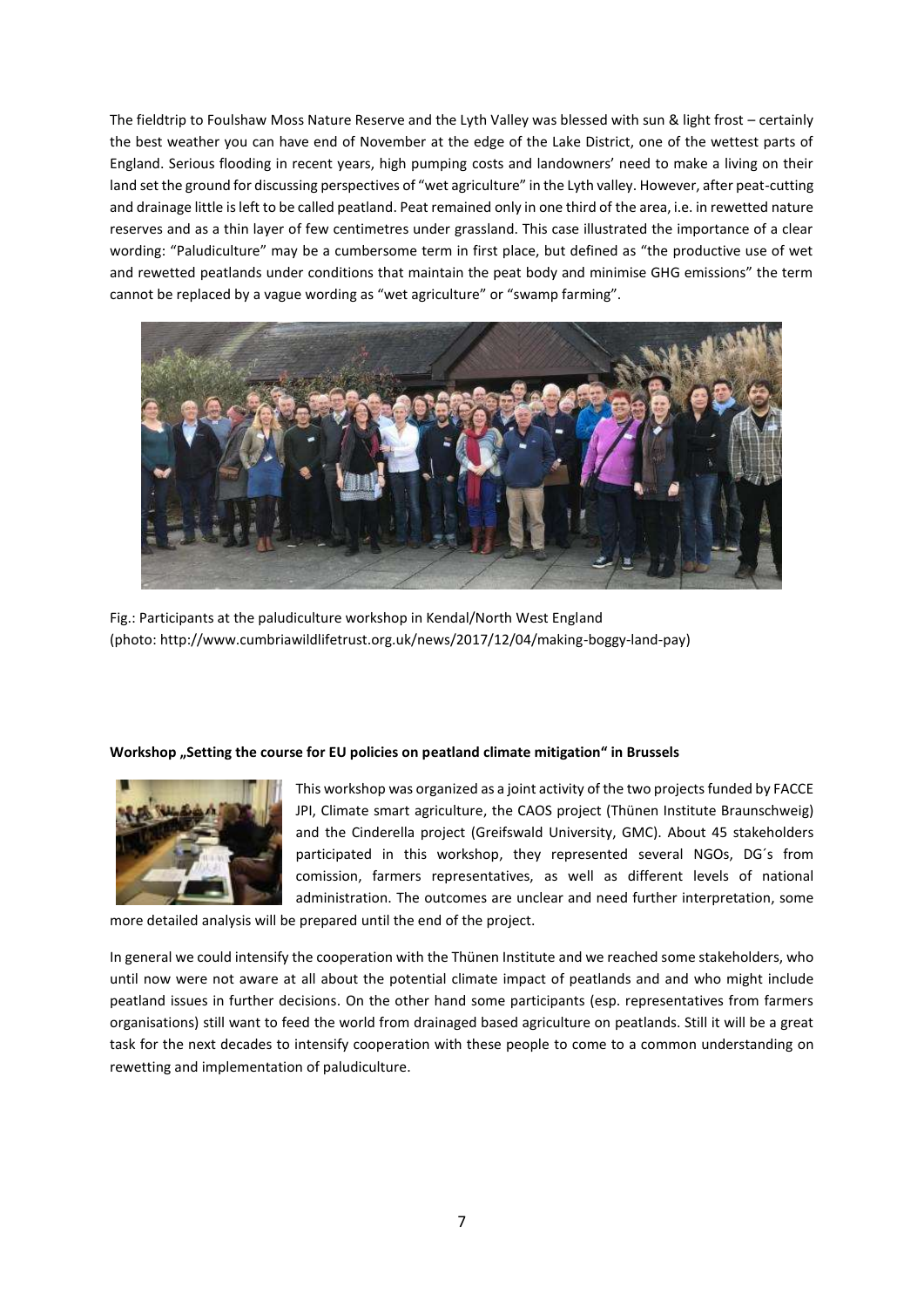The fieldtrip to Foulshaw Moss Nature Reserve and the Lyth Valley was blessed with sun & light frost – certainly the best weather you can have end of November at the edge of the Lake District, one of the wettest parts of England. Serious flooding in recent years, high pumping costs and landowners' need to make a living on their land set the ground for discussing perspectives of "wet agriculture" in the Lyth valley. However, after peat-cutting and drainage little is left to be called peatland. Peat remained only in one third of the area, i.e. in rewetted nature reserves and as a thin layer of few centimetres under grassland. This case illustrated the importance of a clear wording: "Paludiculture" may be a cumbersome term in first place, but defined as "the productive use of wet and rewetted peatlands under conditions that maintain the peat body and minimise GHG emissions" the term cannot be replaced by a vague wording as "wet agriculture" or "swamp farming".

Fig.: Participants at the paludiculture workshop in Kendal/North West England (photo: http://www.cumbriawildlifetrust.org.uk/news/2017/12/04/making-boggy-land-pay)

**Workshop „Setting the course for EU policies on peatland climate mitigation" in Brussels**

This workshop was organized as a joint activity of the two projects funded by FACCE JPI, Climate smart agriculture, the CAOS project (Thünen Institute Braunschweig) and the Cinderella project (Greifswald University, GMC). About 45 stakeholders participated in this workshop, they represented several NGOs, DG´s from comission, farmers representatives, as well as different levels of national administration. The outcomes are unclear and need further interpretation, some more detailed analysis will be prepared until the end of the project.

In general we could intensify the cooperation with the Thünen Institute and we reached some stakeholders, who until now were not aware at all about the potential climate impact of peatlands and and who might include peatland issues in further decisions. On the other hand some participants (esp. representatives from farmers organisations) still want to feed the world from drainaged based agriculture on peatlands. Still it will be a great task for the next decades to intensify cooperation with these people to come to a common understanding on rewetting and implementation of paludiculture.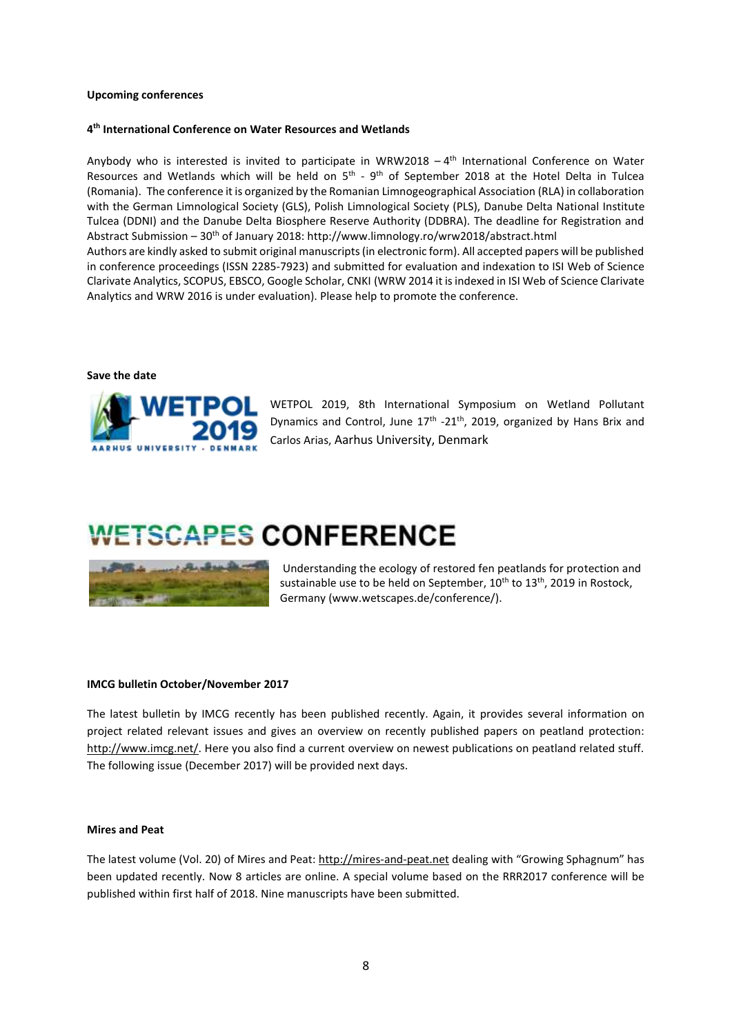**Upcoming conferences**

**4th International Conference on Water Resources and Wetlands**

Anybody who is interested is invited to participate in WRW2018 – 4th International Conference on Water Resources and Wetlands which will be held on 5th - 9th of September 2018 at the Hotel Delta in Tulcea (Romania). The conference it is organized by the Romanian Limnogeographical Association (RLA) in collaboration with the German Limnological Society (GLS), Polish Limnological Society (PLS), Danube Delta National Institute Tulcea (DDNI) and the Danube Delta Biosphere Reserve Authority (DDBRA). The deadline for Registration and Abstract Submission – 30th of January 2018: http://www.limnology.ro/wrw2018/abstract.html

Authors are kindly asked to submit original manuscripts (in electronic form). All accepted papers will be published in conference proceedings (ISSN 2285-7923) and submitted for evaluation and indexation to ISI Web of Science Clarivate Analytics, SCOPUS, EBSCO, Google Scholar, CNKI (WRW 2014 it is indexed in ISI Web of Science Clarivate Analytics and WRW 2016 is under evaluation). Please help to promote the conference.

**Save the date**

WETPOL 2019 AARHUS UNIVERSITY · DENMARK

WETPOL 2019, 8th International Symposium on Wetland Pollutant Dynamics and Control, June 17th -21th, 2019, organized by Hans Brix and Carlos Arias, Aarhus University, Denmark

# WETSCAPES CONFERENCE

Understanding the ecology of restored fen peatlands for protection and sustainable use to be held on September, 10th to 13th, 2019 in Rostock, Germany (www.wetscapes.de/conference/).

**IMCG bulletin October/November 2017**

The latest bulletin by IMCG recently has been published recently. Again, it provides several information on project related relevant issues and gives an overview on recently published papers on peatland protection: http://www.imcg.net/. Here you also find a current overview on newest publications on peatland related stuff. The following issue (December 2017) will be provided next days.

**Mires and Peat**

The latest volume (Vol. 20) of Mires and Peat: http://mires-and-peat.net dealing with "Growing Sphagnum" has been updated recently. Now 8 articles are online. A special volume based on the RRR2017 conference will be published within first half of 2018. Nine manuscripts have been submitted.